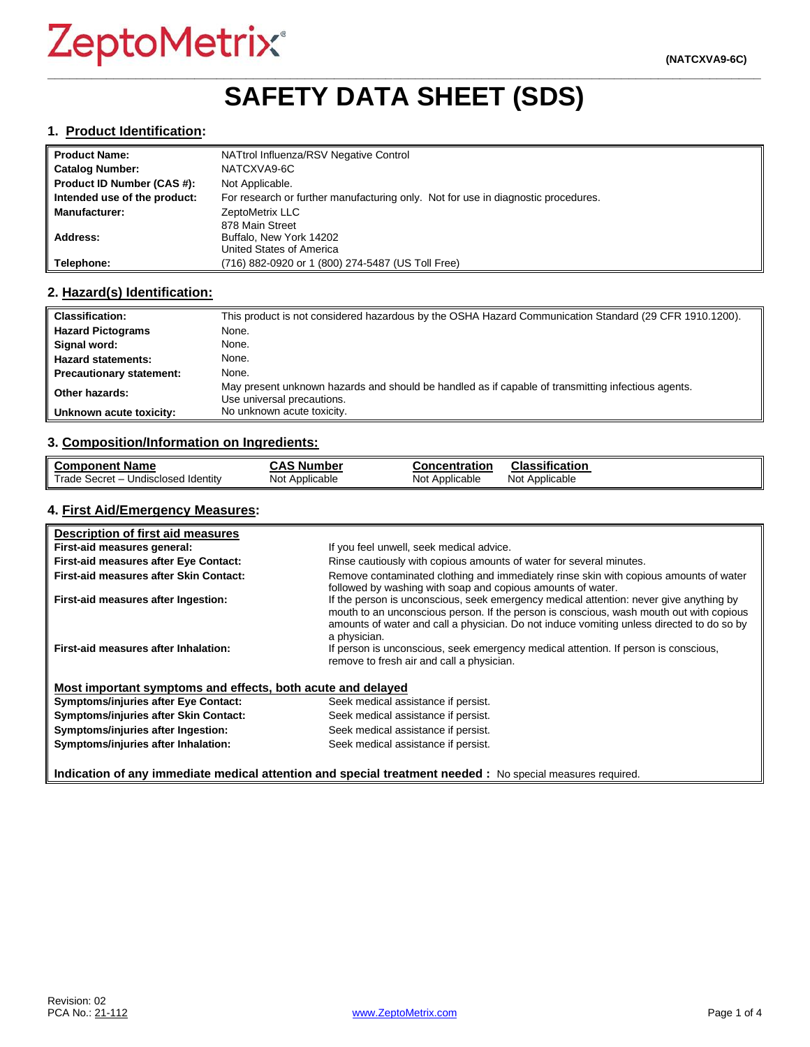ZeptoMetrix®

(NATCXVA9-6C)

# SAFETY DATA SHEET (SDS)

## 1. Product Identification:

| | |
|---|---|
| **Product Name:** | NATtrol Influenza/RSV Negative Control |
| **Catalog Number:** | NATCXVA9-6C |
| **Product ID Number (CAS #):** | Not Applicable. |
| **Intended use of the product:** | For research or further manufacturing only. Not for use in diagnostic procedures. |
| **Manufacturer:** | ZeptoMetrix LLC |
| **Address:** | 878 Main Street<br>Buffalo, New York 14202<br>United States of America |
| **Telephone:** | (716) 882-0920 or 1 (800) 274-5487 (US Toll Free) |

## 2. Hazard(s) Identification:

| | |
|---|---|
| **Classification:** | This product is not considered hazardous by the OSHA Hazard Communication Standard (29 CFR 1910.1200). |
| **Hazard Pictograms** | None. |
| **Signal word:** | None. |
| **Hazard statements:** | None. |
| **Precautionary statement:** | None. |
| **Other hazards:** | May present unknown hazards and should be handled as if capable of transmitting infectious agents. Use universal precautions. |
| **Unknown acute toxicity:** | No unknown acute toxicity. |

## 3. Composition/Information on Ingredients:

| Component Name | CAS Number | Concentration | Classification |
|---|---|---|---|
| Trade Secret – Undisclosed Identity | Not Applicable | Not Applicable | Not Applicable |

## 4. First Aid/Emergency Measures:

**Description of first aid measures**

| | |
|---|---|
| **First-aid measures general:** | If you feel unwell, seek medical advice. |
| **First-aid measures after Eye Contact:** | Rinse cautiously with copious amounts of water for several minutes. |
| **First-aid measures after Skin Contact:** | Remove contaminated clothing and immediately rinse skin with copious amounts of water followed by washing with soap and copious amounts of water. |
| **First-aid measures after Ingestion:** | If the person is unconscious, seek emergency medical attention: never give anything by mouth to an unconscious person. If the person is conscious, wash mouth out with copious amounts of water and call a physician. Do not induce vomiting unless directed to do so by a physician. |
| **First-aid measures after Inhalation:** | If person is unconscious, seek emergency medical attention. If person is conscious, remove to fresh air and call a physician. |

**Most important symptoms and effects, both acute and delayed**

| | |
|---|---|
| **Symptoms/injuries after Eye Contact:** | Seek medical assistance if persist. |
| **Symptoms/injuries after Skin Contact:** | Seek medical assistance if persist. |
| **Symptoms/injuries after Ingestion:** | Seek medical assistance if persist. |
| **Symptoms/injuries after Inhalation:** | Seek medical assistance if persist. |

**Indication of any immediate medical attention and special treatment needed :** No special measures required.

Revision: 02
PCA No.: 21-112

www.ZeptoMetrix.com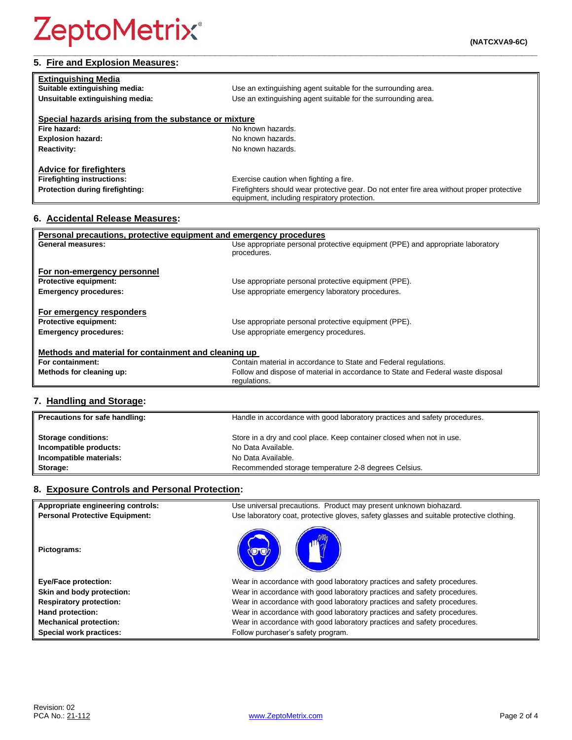## 5. Fire and Explosion Measures:

| **Extinguishing Media** | |
|---|---|
| **Suitable extinguishing media:** | Use an extinguishing agent suitable for the surrounding area. |
| **Unsuitable extinguishing media:** | Use an extinguishing agent suitable for the surrounding area. |
| **Special hazards arising from the substance or mixture** | |
| **Fire hazard:** | No known hazards. |
| **Explosion hazard:** | No known hazards. |
| **Reactivity:** | No known hazards. |
| **Advice for firefighters** | |
| **Firefighting instructions:** | Exercise caution when fighting a fire. |
| **Protection during firefighting:** | Firefighters should wear protective gear. Do not enter fire area without proper protective equipment, including respiratory protection. |

## 6. Accidental Release Measures:

| **Personal precautions, protective equipment and emergency procedures** | |
|---|---|
| **General measures:** | Use appropriate personal protective equipment (PPE) and appropriate laboratory procedures. |
| **For non-emergency personnel** | |
| **Protective equipment:** | Use appropriate personal protective equipment (PPE). |
| **Emergency procedures:** | Use appropriate emergency laboratory procedures. |
| **For emergency responders** | |
| **Protective equipment:** | Use appropriate personal protective equipment (PPE). |
| **Emergency procedures:** | Use appropriate emergency procedures. |
| **Methods and material for containment and cleaning up** | |
| **For containment:** | Contain material in accordance to State and Federal regulations. |
| **Methods for cleaning up:** | Follow and dispose of material in accordance to State and Federal waste disposal regulations. |

## 7. Handling and Storage:

| **Precautions for safe handling:** | Handle in accordance with good laboratory practices and safety procedures. |
|---|---|
| **Storage conditions:** | Store in a dry and cool place. Keep container closed when not in use. |
| **Incompatible products:** | No Data Available. |
| **Incompatible materials:** | No Data Available. |
| **Storage:** | Recommended storage temperature 2-8 degrees Celsius. |

## 8. Exposure Controls and Personal Protection:

| **Appropriate engineering controls:** | Use universal precautions. Product may present unknown biohazard. |
|---|---|
| **Personal Protective Equipment:** | Use laboratory coat, protective gloves, safety glasses and suitable protective clothing. |
| **Pictograms:** | |
| **Eye/Face protection:** | Wear in accordance with good laboratory practices and safety procedures. |
| **Skin and body protection:** | Wear in accordance with good laboratory practices and safety procedures. |
| **Respiratory protection:** | Wear in accordance with good laboratory practices and safety procedures. |
| **Hand protection:** | Wear in accordance with good laboratory practices and safety procedures. |
| **Mechanical protection:** | Wear in accordance with good laboratory practices and safety procedures. |
| **Special work practices:** | Follow purchaser's safety program. |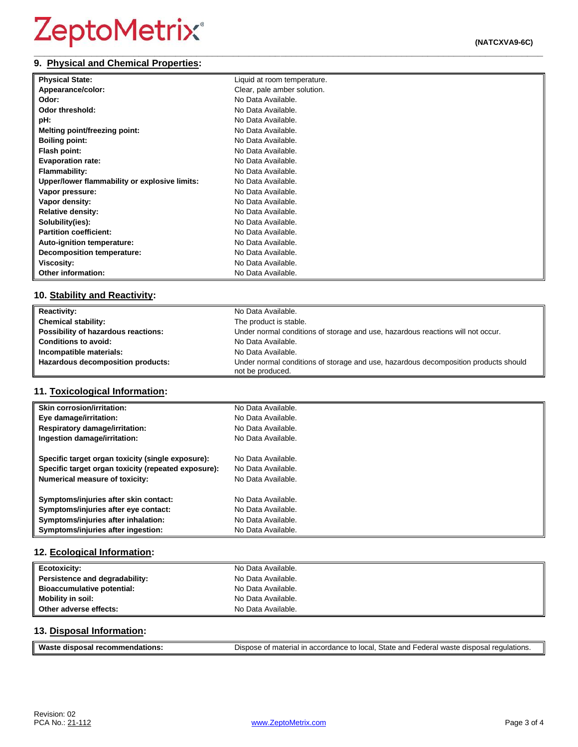## 9. Physical and Chemical Properties:

| | |
|---|---|
| **Physical State:** | Liquid at room temperature. |
| **Appearance/color:** | Clear, pale amber solution. |
| **Odor:** | No Data Available. |
| **Odor threshold:** | No Data Available. |
| **pH:** | No Data Available. |
| **Melting point/freezing point:** | No Data Available. |
| **Boiling point:** | No Data Available. |
| **Flash point:** | No Data Available. |
| **Evaporation rate:** | No Data Available. |
| **Flammability:** | No Data Available. |
| **Upper/lower flammability or explosive limits:** | No Data Available. |
| **Vapor pressure:** | No Data Available. |
| **Vapor density:** | No Data Available. |
| **Relative density:** | No Data Available. |
| **Solubility(ies):** | No Data Available. |
| **Partition coefficient:** | No Data Available. |
| **Auto-ignition temperature:** | No Data Available. |
| **Decomposition temperature:** | No Data Available. |
| **Viscosity:** | No Data Available. |
| **Other information:** | No Data Available. |

## 10. Stability and Reactivity:

| | |
|---|---|
| **Reactivity:** | No Data Available. |
| **Chemical stability:** | The product is stable. |
| **Possibility of hazardous reactions:** | Under normal conditions of storage and use, hazardous reactions will not occur. |
| **Conditions to avoid:** | No Data Available. |
| **Incompatible materials:** | No Data Available. |
| **Hazardous decomposition products:** | Under normal conditions of storage and use, hazardous decomposition products should not be produced. |

## 11. Toxicological Information:

| | |
|---|---|
| **Skin corrosion/irritation:** | No Data Available. |
| **Eye damage/irritation:** | No Data Available. |
| **Respiratory damage/irritation:** | No Data Available. |
| **Ingestion damage/irritation:** | No Data Available. |
| **Specific target organ toxicity (single exposure):** | No Data Available. |
| **Specific target organ toxicity (repeated exposure):** | No Data Available. |
| **Numerical measure of toxicity:** | No Data Available. |
| **Symptoms/injuries after skin contact:** | No Data Available. |
| **Symptoms/injuries after eye contact:** | No Data Available. |
| **Symptoms/injuries after inhalation:** | No Data Available. |
| **Symptoms/injuries after ingestion:** | No Data Available. |

## 12. Ecological Information:

| | |
|---|---|
| **Ecotoxicity:** | No Data Available. |
| **Persistence and degradability:** | No Data Available. |
| **Bioaccumulative potential:** | No Data Available. |
| **Mobility in soil:** | No Data Available. |
| **Other adverse effects:** | No Data Available. |

## 13. Disposal Information:

| | |
|---|---|
| **Waste disposal recommendations:** | Dispose of material in accordance to local, State and Federal waste disposal regulations. |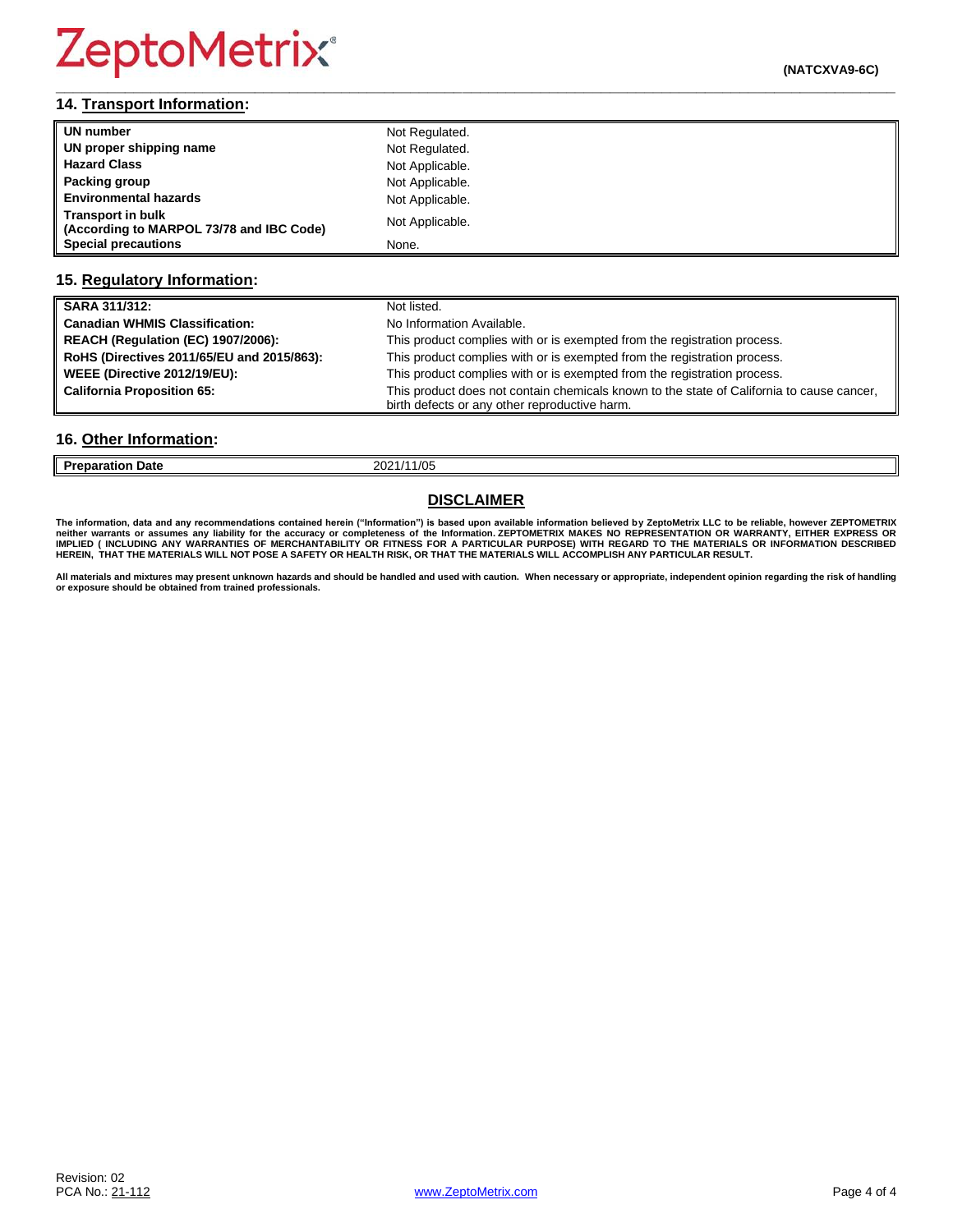## 14. Transport Information:

| | |
|---|---|
| **UN number** | Not Regulated. |
| **UN proper shipping name** | Not Regulated. |
| **Hazard Class** | Not Applicable. |
| **Packing group** | Not Applicable. |
| **Environmental hazards** | Not Applicable. |
| **Transport in bulk (According to MARPOL 73/78 and IBC Code)** | Not Applicable. |
| **Special precautions** | None. |

## 15. Regulatory Information:

| | |
|---|---|
| **SARA 311/312:** | Not listed. |
| **Canadian WHMIS Classification:** | No Information Available. |
| **REACH (Regulation (EC) 1907/2006):** | This product complies with or is exempted from the registration process. |
| **RoHS (Directives 2011/65/EU and 2015/863):** | This product complies with or is exempted from the registration process. |
| **WEEE (Directive 2012/19/EU):** | This product complies with or is exempted from the registration process. |
| **California Proposition 65:** | This product does not contain chemicals known to the state of California to cause cancer, birth defects or any other reproductive harm. |

## 16. Other Information:

| | |
|---|---|
| **Preparation Date** | 2021/11/05 |

## DISCLAIMER

**The information, data and any recommendations contained herein ("Information") is based upon available information believed by ZeptoMetrix LLC to be reliable, however ZEPTOMETRIX neither warrants or assumes any liability for the accuracy or completeness of the Information. ZEPTOMETRIX MAKES NO REPRESENTATION OR WARRANTY, EITHER EXPRESS OR IMPLIED ( INCLUDING ANY WARRANTIES OF MERCHANTABILITY OR FITNESS FOR A PARTICULAR PURPOSE) WITH REGARD TO THE MATERIALS OR INFORMATION DESCRIBED HEREIN, THAT THE MATERIALS WILL NOT POSE A SAFETY OR HEALTH RISK, OR THAT THE MATERIALS WILL ACCOMPLISH ANY PARTICULAR RESULT.**

**All materials and mixtures may present unknown hazards and should be handled and used with caution. When necessary or appropriate, independent opinion regarding the risk of handling or exposure should be obtained from trained professionals.**

Revision: 02
PCA No.: 21-112